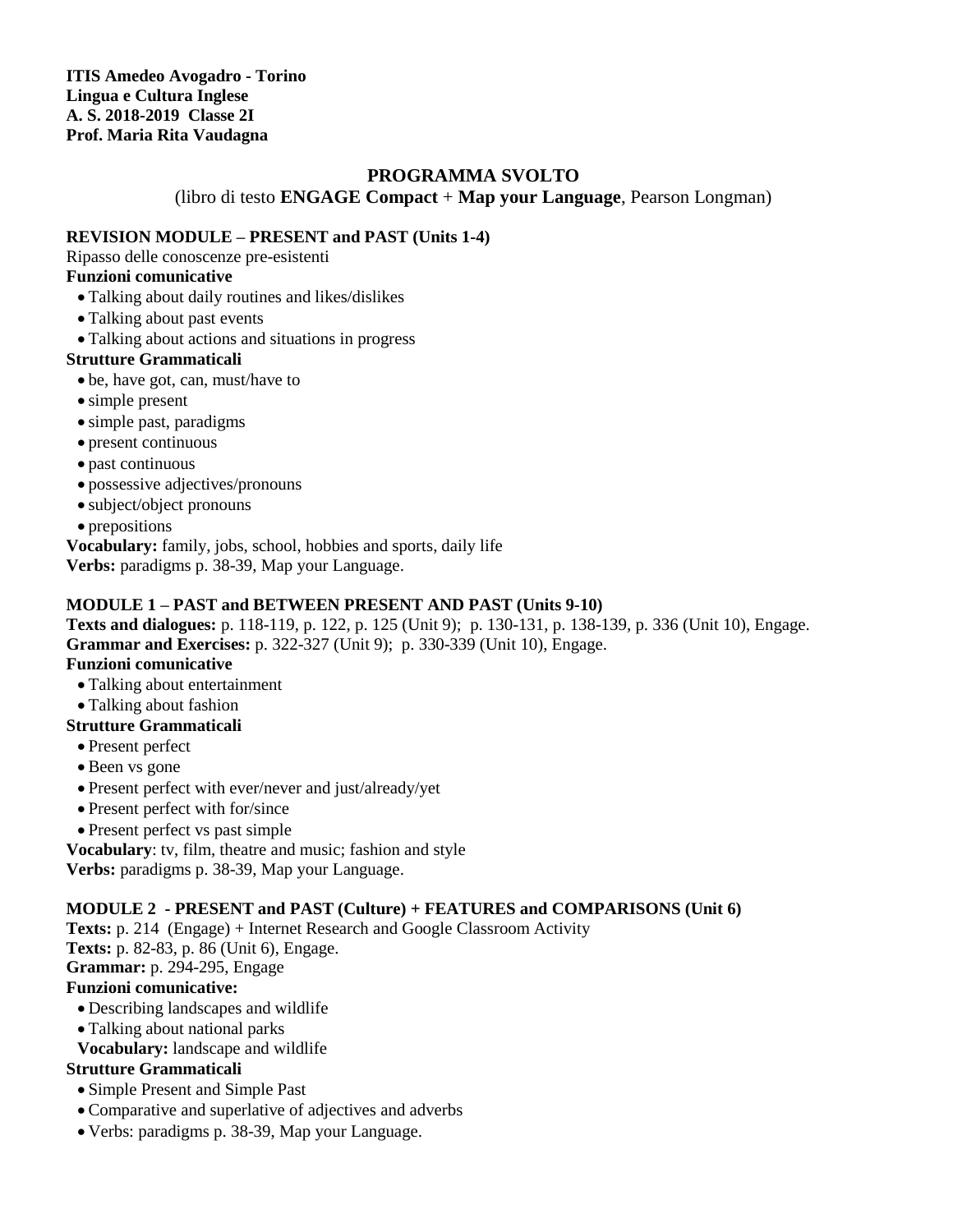**ITIS Amedeo Avogadro - Torino**
**Lingua e Cultura Inglese**
**A. S. 2018-2019 Classe 2I**
**Prof. Maria Rita Vaudagna**

# PROGRAMMA SVOLTO

(libro di testo **ENGAGE Compact** + **Map your Language**, Pearson Longman)

### REVISION MODULE – PRESENT and PAST (Units 1-4)

Ripasso delle conoscenze pre-esistenti

**Funzioni comunicative**

- Talking about daily routines and likes/dislikes
- Talking about past events
- Talking about actions and situations in progress

**Strutture Grammaticali**

- be, have got, can, must/have to
- simple present
- simple past, paradigms
- present continuous
- past continuous
- possessive adjectives/pronouns
- subject/object pronouns
- prepositions

**Vocabulary:** family, jobs, school, hobbies and sports, daily life
**Verbs:** paradigms p. 38-39, Map your Language.

### MODULE 1 – PAST and BETWEEN PRESENT AND PAST (Units 9-10)

**Texts and dialogues:** p. 118-119, p. 122, p. 125 (Unit 9); p. 130-131, p. 138-139, p. 336 (Unit 10), Engage.
**Grammar and Exercises:** p. 322-327 (Unit 9); p. 330-339 (Unit 10), Engage.

**Funzioni comunicative**

- Talking about entertainment
- Talking about fashion

**Strutture Grammaticali**

- Present perfect
- Been vs gone
- Present perfect with ever/never and just/already/yet
- Present perfect with for/since
- Present perfect vs past simple

**Vocabulary**: tv, film, theatre and music; fashion and style
**Verbs:** paradigms p. 38-39, Map your Language.

### MODULE 2 - PRESENT and PAST (Culture) + FEATURES and COMPARISONS (Unit 6)

**Texts:** p. 214 (Engage) + Internet Research and Google Classroom Activity
**Texts:** p. 82-83, p. 86 (Unit 6), Engage.
**Grammar:** p. 294-295, Engage

**Funzioni comunicative:**

- Describing landscapes and wildlife
- Talking about national parks

**Vocabulary:** landscape and wildlife

**Strutture Grammaticali**

- Simple Present and Simple Past
- Comparative and superlative of adjectives and adverbs
- Verbs: paradigms p. 38-39, Map your Language.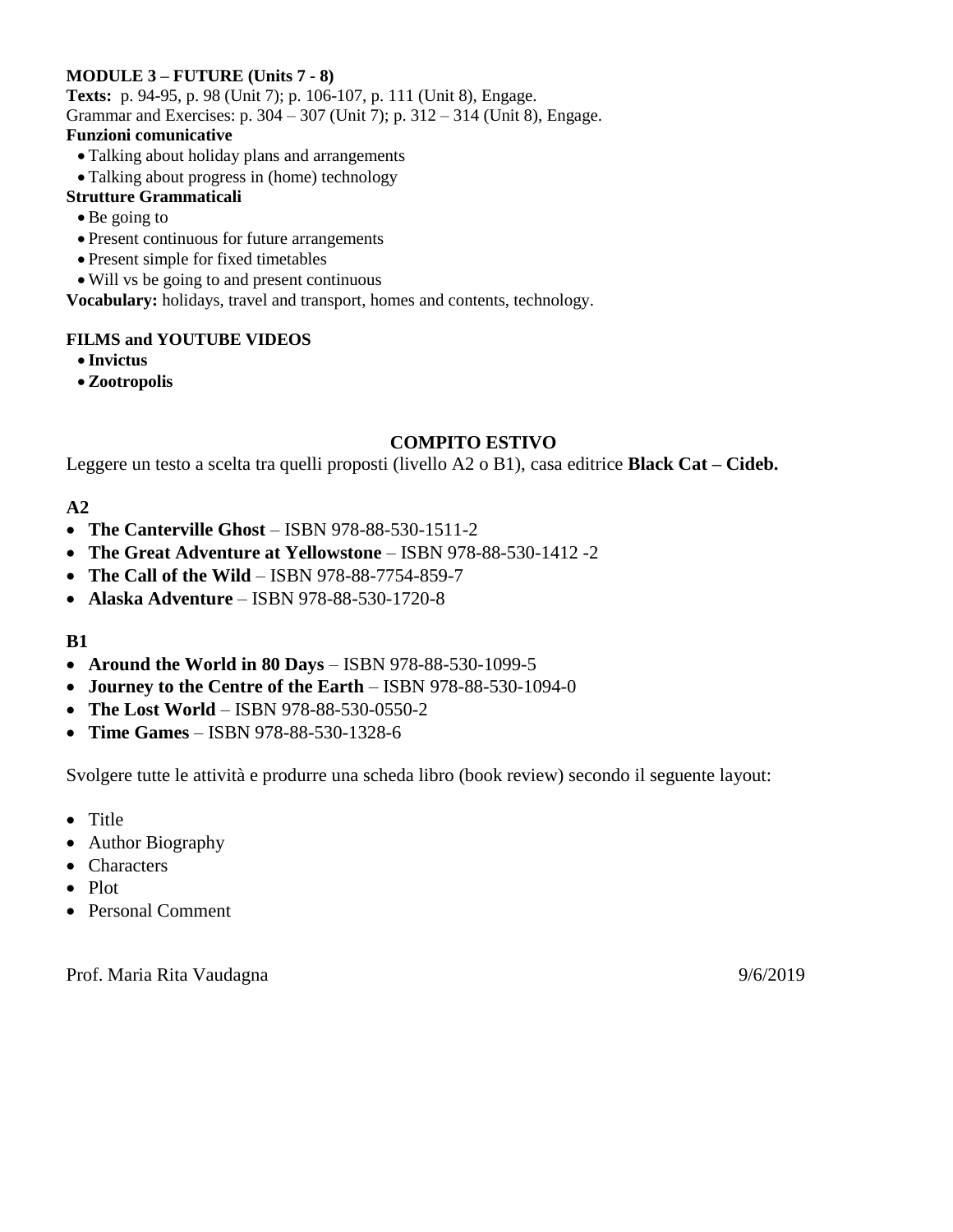**MODULE 3 – FUTURE (Units 7 - 8)**

**Texts:** p. 94-95, p. 98 (Unit 7); p. 106-107, p. 111 (Unit 8), Engage.

Grammar and Exercises: p. 304 – 307 (Unit 7); p. 312 – 314 (Unit 8), Engage.

**Funzioni comunicative**

- Talking about holiday plans and arrangements
- Talking about progress in (home) technology

**Strutture Grammaticali**

- Be going to
- Present continuous for future arrangements
- Present simple for fixed timetables
- Will vs be going to and present continuous

**Vocabulary:** holidays, travel and transport, homes and contents, technology.

**FILMS and YOUTUBE VIDEOS**

- **Invictus**
- **Zootropolis**

## COMPITO ESTIVO

Leggere un testo a scelta tra quelli proposti (livello A2 o B1), casa editrice **Black Cat – Cideb.**

**A2**

- **The Canterville Ghost** – ISBN 978-88-530-1511-2
- **The Great Adventure at Yellowstone** – ISBN 978-88-530-1412 -2
- **The Call of the Wild** – ISBN 978-88-7754-859-7
- **Alaska Adventure** – ISBN 978-88-530-1720-8

**B1**

- **Around the World in 80 Days** – ISBN 978-88-530-1099-5
- **Journey to the Centre of the Earth** – ISBN 978-88-530-1094-0
- **The Lost World** – ISBN 978-88-530-0550-2
- **Time Games** – ISBN 978-88-530-1328-6

Svolgere tutte le attività e produrre una scheda libro (book review) secondo il seguente layout:

- Title
- Author Biography
- Characters
- Plot
- Personal Comment

Prof. Maria Rita Vaudagna 9/6/2019